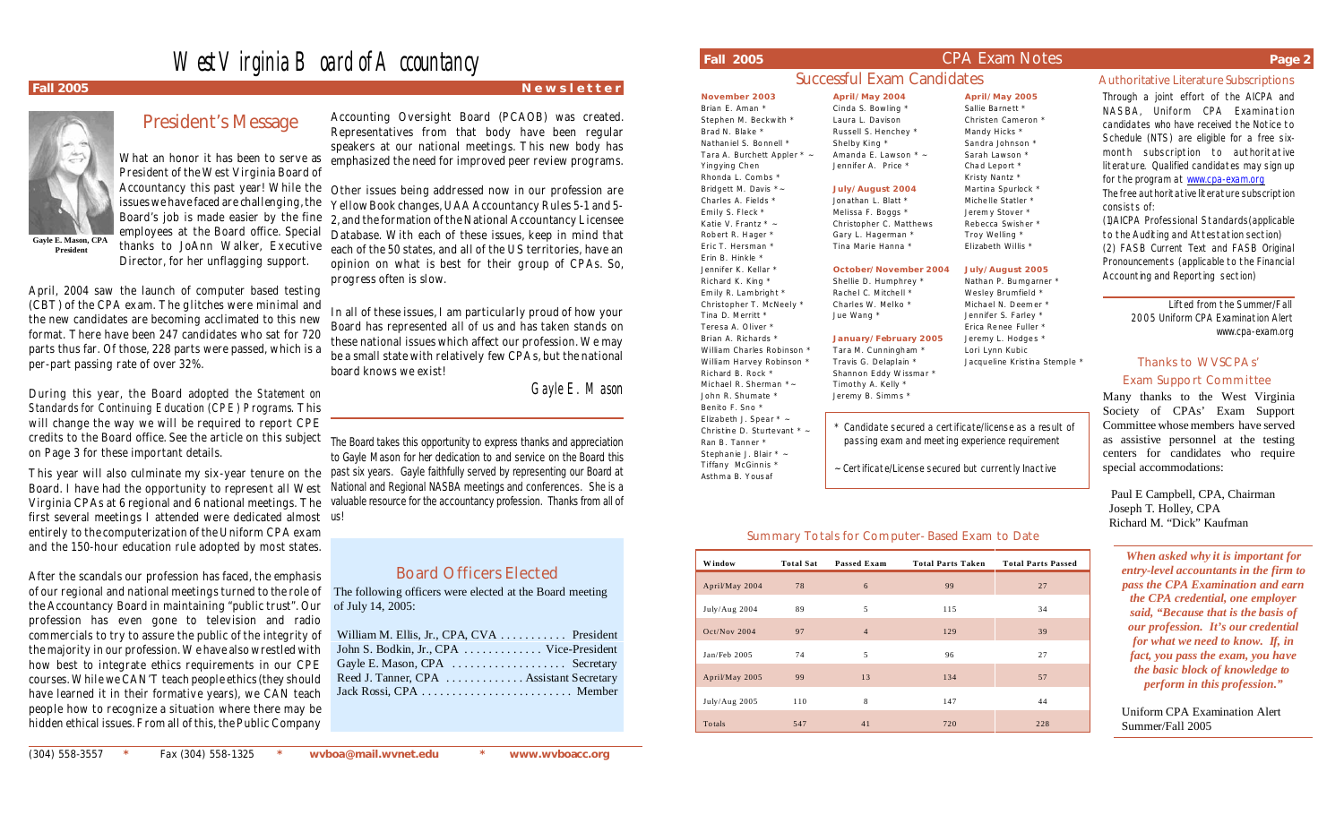# West Virginia Board of Accountancy

**Fall 2005** **Newsletter**

## President's Message

Gayle E. Mason, CPA
President

What an honor it has been to serve as President of the West Virginia Board of Accountancy this past year! While the issues we have faced are challenging, the Board's job is made easier by the fine employees at the Board office. Special thanks to JoAnn Walker, Executive Director, for her unflagging support.

April, 2004 saw the launch of computer based testing (CBT) of the CPA exam. The glitches were minimal and the new candidates are becoming acclimated to this new format. There have been 247 candidates who sat for 720 parts thus far. Of those, 228 parts were passed, which is a per-part passing rate of over 32%.

During this year, the Board adopted the *Statement on Standards for Continuing Education (CPE) Programs.* This will change the way we will be required to report CPE credits to the Board office. See the article on this subject on Page 3 for these important details.

This year will also culminate my six-year tenure on the Board. I have had the opportunity to represent all West Virginia CPAs at 6 regional and 6 national meetings. The first several meetings I attended were dedicated almost entirely to the computerization of the Uniform CPA exam and the 150-hour education rule adopted by most states.

After the scandals our profession has faced, the emphasis of our regional and national meetings turned to the role of the Accountancy Board in maintaining "public trust". Our profession has even gone to television and radio commercials to try to assure the public of the integrity of the majority in our profession. We have also wrestled with how best to integrate ethics requirements in our CPE courses. While we CAN'T teach people ethics (they should have learned it in their formative years), we CAN teach people how to recognize a situation where there may be hidden ethical issues. From all of this, the Public Company Accounting Oversight Board (PCAOB) was created. Representatives from that body have been regular speakers at our national meetings. This new body has emphasized the need for improved peer review programs.

Other issues being addressed now in our profession are Yellow Book changes, UAA Accountancy Rules 5-1 and 5-2, and the formation of the National Accountancy Licensee Database. With each of these issues, keep in mind that each of the 50 states, and all of the US territories, have an opinion on what is best for their group of CPAs. So, progress often is slow.

In all of these issues, I am particularly proud of how your Board has represented all of us and has taken stands on these national issues which affect our profession. We may be a small state with relatively few CPAs, but the national board knows we exist!

*Gayle E. Mason*

*The Board takes this opportunity to express thanks and appreciation to Gayle Mason for her dedication to and service on the Board this past six years. Gayle faithfully served by representing our Board at National and Regional NASBA meetings and conferences. She is a valuable resource for the accountancy profession. Thanks from all of us!*

## Board Officers Elected

The following officers were elected at the Board meeting of July 14, 2005:

William M. Ellis, Jr., CPA, CVA ........... President
John S. Bodkin, Jr., CPA ............. Vice-President
Gayle E. Mason, CPA ................... Secretary
Reed J. Tanner, CPA ............. Assistant Secretary
Jack Rossi, CPA ......................... Member

(304) 558-3557 * Fax (304) 558-1325 * **wvboa@mail.wvnet.edu** * **www.wvboacc.org**

**Fall 2005** CPA Exam Notes

## Successful Exam Candidates

**November 2003**
Brian E. Aman *
Stephen M. Beckwith *
Brad N. Blake *
Nathaniel S. Bonnell *
Tara A. Burchett Appler * ~
Yingying Chen
Rhonda L. Combs *
Bridgett M. Davis * ~
Charles A. Fields *
Emily S. Fleck *
Katie V. Frantz * ~
Robert R. Hager *
Eric T. Hersman *
Erin B. Hinkle *
Jennifer K. Kellar *
Richard K. King *
Emily R. Lambright *
Christopher T. McNeely *
Tina D. Merritt *
Teresa A. Oliver *
Brian A. Richards *
William Charles Robinson *
William Harvey Robinson *
Richard B. Rock *
Michael R. Sherman * ~
John R. Shumate *
Benito F. Sno *
Elizabeth J. Spear * ~
Christine D. Sturtevant * ~
Ran B. Tanner *
Stephanie J. Blair * ~
Tiffany McGinnis *
Asthma B. Yousaf

**April/May 2004**
Cinda S. Bowling *
Laura L. Davison
Russell S. Henchey *
Shelby King *
Amanda E. Lawson * ~
Jennifer A. Price *

**July/August 2004**
Jonathan L. Blatt *
Melissa F. Boggs *
Christopher C. Matthews
Gary L. Hagerman *
Tina Marie Hanna *

**October/November 2004**
Shellie D. Humphrey *
Rachel C. Mitchell *
Charles W. Melko *
Jue Wang *

**January/February 2005**
Tara M. Cunningham *
Travis G. Delaplain *
Shannon Eddy Wissmar *
Timothy A. Kelly *
Jeremy B. Simms *

**April/May 2005**
Sallie Barnett *
Christen Cameron *
Mandy Hicks *
Sandra Johnson *
Sarah Lawson *
Chad Leport *
Kristy Nantz *
Martina Spurlock *
Michelle Statler *
Jeremy Stover *
Rebecca Swisher *
Troy Welling *
Elizabeth Willis *

**July/August 2005**
Nathan P. Bumgarner *
Wesley Brumfield *
Michael N. Deemer *
Jennifer S. Farley *
Erica Renee Fuller *
Jeremy L. Hodges *
Lori Lynn Kubic
Jacqueline Kristina Stemple *

\* Candidate secured a certificate/license as a result of passing exam and meeting experience requirement

~ Certificate/License secured but currently Inactive

### Summary Totals for Computer-Based Exam to Date

| Window | Total Sat | Passed Exam | Total Parts Taken | Total Parts Passed |
|---|---|---|---|---|
| April/May 2004 | 78 | 6 | 99 | 27 |
| July/Aug 2004 | 89 | 5 | 115 | 34 |
| Oct/Nov 2004 | 97 | 4 | 129 | 39 |
| Jan/Feb 2005 | 74 | 5 | 96 | 27 |
| April/May 2005 | 99 | 13 | 134 | 57 |
| July/Aug 2005 | 110 | 8 | 147 | 44 |
| Totals | 547 | 41 | 720 | 228 |

### Authoritative Literature Subscriptions

*Through a joint effort of the AICPA and NASBA, Uniform CPA Examination candidates who have received the Notice to Schedule (NTS) are eligible for a free six-month subscription to authoritative literature. Qualified candidates may sign up for the program at www.cpa-exam.org*

*The free authoritative literature subscription consists of:*

*(1) AICPA Professional Standards (applicable to the Auditing and Attestation section)*
*(2) FASB Current Text and FASB Original Pronouncements (applicable to the Financial Accounting and Reporting section)*

*Lifted from the Summer/Fall 2005 Uniform CPA Examination Alert www.cpa-exam.org*

### Thanks to WVSCPAs' Exam Support Committee

Many thanks to the West Virginia Society of CPAs' Exam Support Committee whose members have served as assistive personnel at the testing centers for candidates who require special accommodations:

Paul E Campbell, CPA, Chairman
Joseph T. Holley, CPA
Richard M. "Dick" Kaufman

***When asked why it is important for entry-level accountants in the firm to pass the CPA Examination and earn the CPA credential, one employer said, "Because that is the basis of our profession. It's our credential for what we need to know. If, in fact, you pass the exam, you have the basic block of knowledge to perform in this profession."***

Uniform CPA Examination Alert
Summer/Fall 2005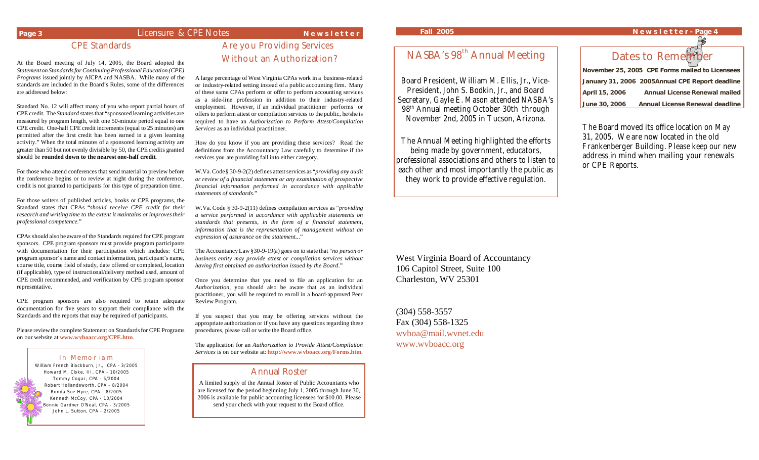## CPE Standards

At the Board meeting of July 14, 2005, the Board adopted the *Statement on Standards for Continuing Professional Education (CPE) Programs* issued jointly by AICPA and NASBA. While many of the standards are included in the Board's Rules, some of the differences are addressed below:

Standard No. 12 will affect many of you who report partial hours of CPE credit. The *Standard* states that "sponsored learning activities are measured by program length, with one 50-minute period equal to one CPE credit. One-half CPE credit increments (equal to 25 minutes) are permitted after the first credit has been earned in a given learning activity." When the total minutes of a sponsored learning activity are greater than 50 but not evenly divisible by 50, the CPE credits granted should be **rounded down to the nearest one-half credit**.

For those who attend conferences that send material to preview before the conference begins or to review at night during the conference, credit is not granted to participants for this type of preparation time.

For those writers of published articles, books or CPE programs, the Standard states that CPAs "*should receive CPE credit for their research and writing time to the extent it maintains or improves their professional competence.*"

CPAs should also be aware of the Standards required for CPE program sponsors. CPE program sponsors must provide program participants with documentation for their participation which includes: CPE program sponsor's name and contact information, participant's name, course title, course field of study, date offered or completed, location (if applicable), type of instructional/delivery method used, amount of CPE credit recommended, and verification by CPE program sponsor representative.

CPE program sponsors are also required to retain adequate documentation for five years to support their compliance with the Standards and the reports that may be required of participants.

Please review the complete Statement on Standards for CPE Programs on our website at **www.wvboacc.org/CPE.htm**.

### In Memoriam

William French Blackburn, Jr., CPA - 3/2005
Howard M. Cloke, III, CPA - 10/2005
Tommy Cogar, CPA - 5/2004
Robert Hollandsworth, CPA - 8/2004
Ronda Sue Hyre, CPA - 8/2005
Kenneth McCoy, CPA - 10/2004
Bonnie Gardner O'Neal, CPA - 3/2005
John L. Sutton, CPA - 2/2005

## Are you Providing Services Without an Authorization?

A large percentage of West Virginia CPAs work in a business-related or industry-related setting instead of a public accounting firm. Many of these same CPAs perform or offer to perform accounting services as a side-line profession in addition to their industry-related employment. However, if an individual practitioner performs or offers to perform attest or compilation services to the public, he/she is required to have an *Authorization to Perform Attest/Compilation Services* as an individual practitioner.

How do you know if you are providing these services? Read the definitions from the Accountancy Law carefully to determine if the services you are providing fall into either category.

W.Va. Code § 30-9-2(2) defines attest services as "*providing any audit or review of a financial statement or any examination of prospective financial information performed in accordance with applicable statements of standards.*"

W.Va. Code § 30-9-2(11) defines compilation services as "*providing a service performed in accordance with applicable statements on standards that presents, in the form of a financial statement, information that is the representation of management without an expression of assurance on the statement...*"

The Accountancy Law §30-9-19(a) goes on to state that "*no person or business entity may provide attest or compilation services without having first obtained an authorization issued by the Board.*"

Once you determine that you need to file an application for an *Authorization*, you should also be aware that as an individual practitioner, you will be required to enroll in a board-approved Peer Review Program.

If you suspect that you may be offering services without the appropriate authorization or if you have any questions regarding these procedures, please call or write the Board office.

The application for an *Authorization to Provide Attest/Compilation Services* is on our website at: **http://www.wvboacc.org/Forms.htm**.

### Annual Roster

A limited supply of the Annual Roster of Public Accountants who are licensed for the period beginning July 1, 2005 through June 30, 2006 is available for public accounting licensees for $10.00. Please send your check with your request to the Board office.

## NASBA's 98th Annual Meeting

Board President, William M. Ellis, Jr., Vice-President, John S. Bodkin, Jr., and Board Secretary, Gayle E. Mason attended NASBA's 98th Annual meeting October 30th through November 2nd, 2005 in Tucson, Arizona.

The Annual Meeting highlighted the efforts being made by government, educators, professional associations and others to listen to each other and most importantly the public as they work to provide effective regulation.

West Virginia Board of Accountancy
106 Capitol Street, Suite 100
Charleston, WV 25301

(304) 558-3557
Fax (304) 558-1325
wvboa@mail.wvnet.edu
www.wvboacc.org

## Dates to Remember

| | |
|---|---|
| November 25, 2005 | CPE Forms mailed to Licensees |
| January 31, 2006 | 2005 Annual CPE Report deadline |
| April 15, 2006 | Annual License Renewal mailed |
| June 30, 2006 | Annual License Renewal deadline |

The Board moved its office location on May 31, 2005. We are now located in the old Frankenberger Building. Please keep our new address in mind when mailing your renewals or CPE Reports.